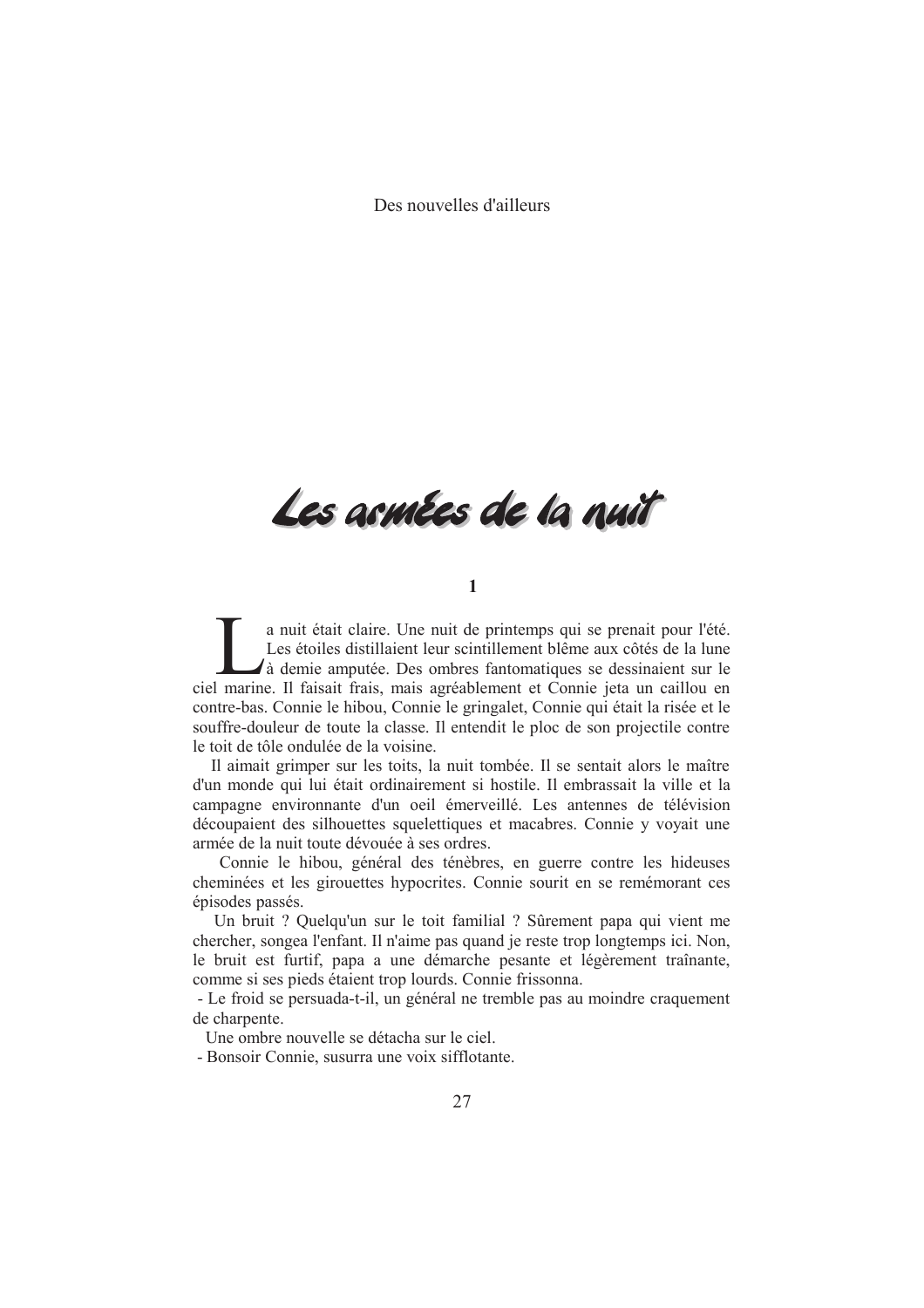Des nouvelles d'ailleurs

# Les armées de la nuit

## 1

La nuit était claire. Une nuit de printemps qui se prenait pour l'été. Les étoiles distillaient leur scintillement blême aux côtés de la lune à demie amputée. Des ombres fantomatiques se dessinaient sur le ciel marine. Il faisait frais, mais agréablement et Connie jeta un caillou en contre-bas. Connie le hibou, Connie le gringalet, Connie qui était la risée et le souffre-douleur de toute la classe. Il entendit le ploc de son projectile contre le toit de tôle ondulée de la voisine.

Il aimait grimper sur les toits, la nuit tombée. Il se sentait alors le maître d'un monde qui lui était ordinairement si hostile. Il embrassait la ville et la campagne environnante d'un oeil émerveillé. Les antennes de télévision découpaient des silhouettes squelettiques et macabres. Connie y voyait une armée de la nuit toute dévouée à ses ordres.

Connie le hibou, général des ténèbres, en guerre contre les hideuses cheminées et les girouettes hypocrites. Connie sourit en se remémorant ces épisodes passés.

Un bruit ? Quelqu'un sur le toit familial ? Sûrement papa qui vient me chercher, songea l'enfant. Il n'aime pas quand je reste trop longtemps ici. Non, le bruit est furtif, papa a une démarche pesante et légèrement traînante, comme si ses pieds étaient trop lourds. Connie frissonna.

- Le froid se persuada-t-il, un général ne tremble pas au moindre craquement de charpente.

Une ombre nouvelle se détacha sur le ciel.

- Bonsoir Connie, susurra une voix sifflotante.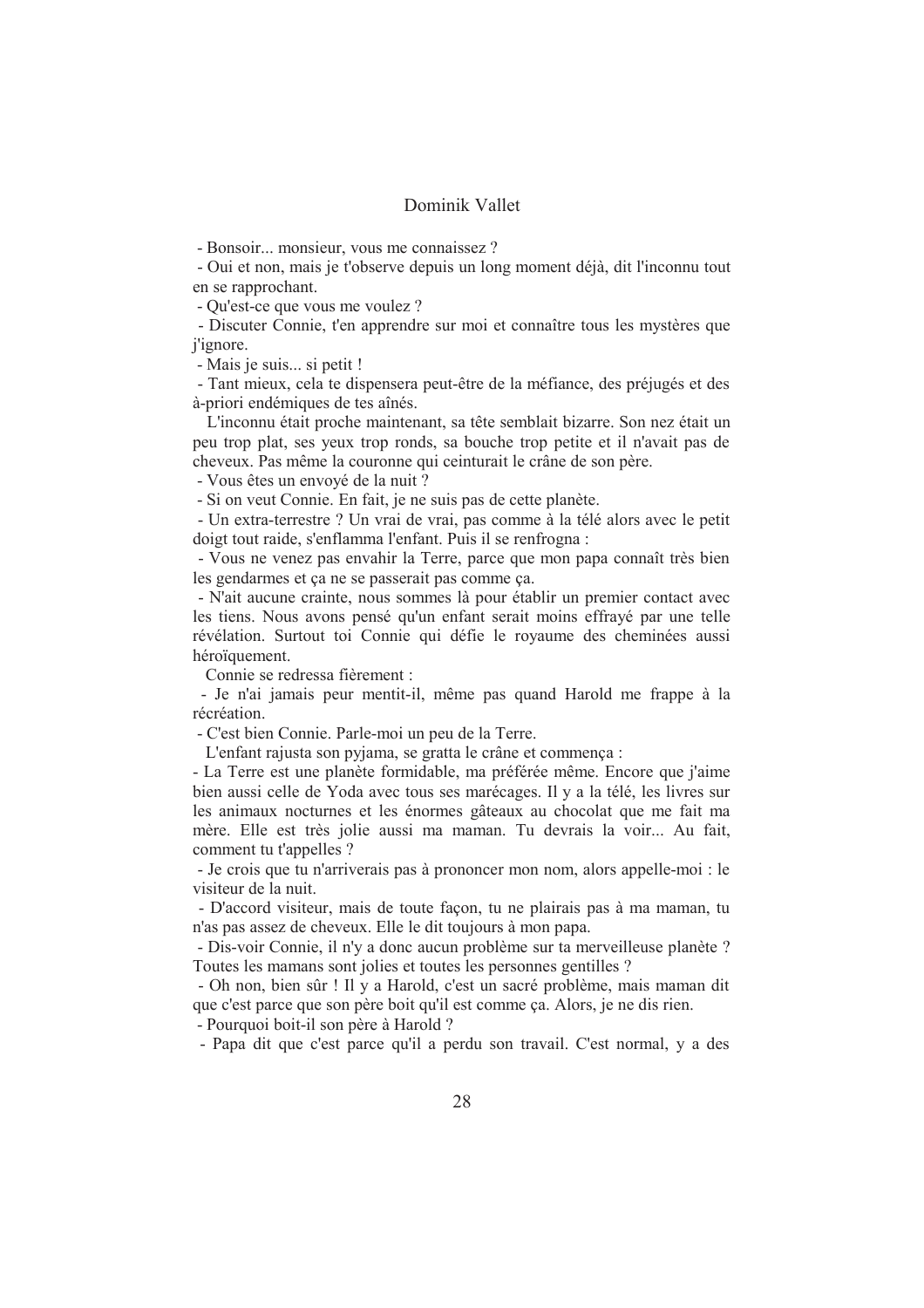- Bonsoir... monsieur, vous me connaissez ?

- Oui et non, mais je t'observe depuis un long moment déjà, dit l'inconnu tout en se rapprochant.

- Qu'est-ce que vous me voulez ?

- Discuter Connie, t'en apprendre sur moi et connaître tous les mystères que j'ignore.

- Mais je suis... si petit !

- Tant mieux, cela te dispensera peut-être de la méfiance, des préjugés et des à-priori endémiques de tes aînés.

L'inconnu était proche maintenant, sa tête semblait bizarre. Son nez était un peu trop plat, ses yeux trop ronds, sa bouche trop petite et il n'avait pas de cheveux. Pas même la couronne qui ceinturait le crâne de son père.

- Vous êtes un envoyé de la nuit ?

- Si on veut Connie. En fait, je ne suis pas de cette planète.

- Un extra-terrestre ? Un vrai de vrai, pas comme à la télé alors avec le petit doigt tout raide, s'enflamma l'enfant. Puis il se renfrogna :

- Vous ne venez pas envahir la Terre, parce que mon papa connaît très bien les gendarmes et ça ne se passerait pas comme ça.

- N'ait aucune crainte, nous sommes là pour établir un premier contact avec les tiens. Nous avons pensé qu'un enfant serait moins effrayé par une telle révélation. Surtout toi Connie qui défie le royaume des cheminées aussi héroïquement.

Connie se redressa fièrement :

- Je n'ai jamais peur mentit-il, même pas quand Harold me frappe à la récréation.

- C'est bien Connie. Parle-moi un peu de la Terre.

L'enfant rajusta son pyjama, se gratta le crâne et commença :

- La Terre est une planète formidable, ma préférée même. Encore que j'aime bien aussi celle de Yoda avec tous ses marécages. Il y a la télé, les livres sur les animaux nocturnes et les énormes gâteaux au chocolat que me fait ma mère. Elle est très jolie aussi ma maman. Tu devrais la voir... Au fait, comment tu t'appelles ?

- Je crois que tu n'arriverais pas à prononcer mon nom, alors appelle-moi : le visiteur de la nuit.

- D'accord visiteur, mais de toute façon, tu ne plairais pas à ma maman, tu n'as pas assez de cheveux. Elle le dit toujours à mon papa.

- Dis-voir Connie, il n'y a donc aucun problème sur ta merveilleuse planète ? Toutes les mamans sont jolies et toutes les personnes gentilles ?

- Oh non, bien sûr ! Il y a Harold, c'est un sacré problème, mais maman dit que c'est parce que son père boit qu'il est comme ça. Alors, je ne dis rien.

- Pourquoi boit-il son père à Harold ?

- Papa dit que c'est parce qu'il a perdu son travail. C'est normal, y a des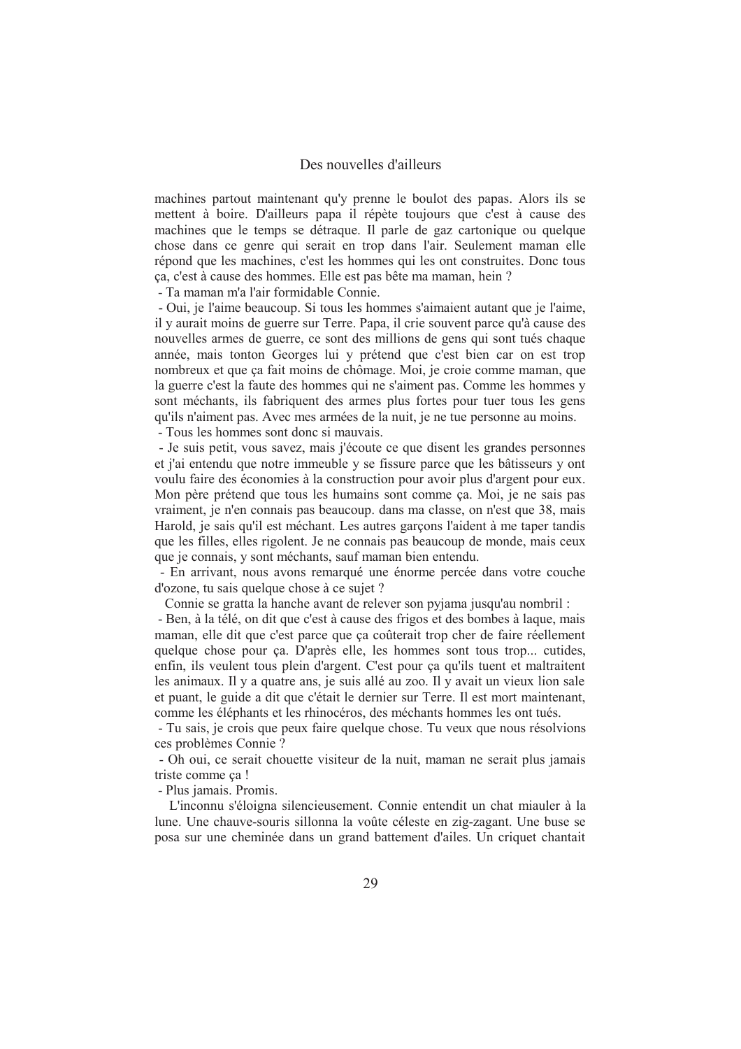machines partout maintenant qu'y prenne le boulot des papas. Alors ils se mettent à boire. D'ailleurs papa il répète toujours que c'est à cause des machines que le temps se détraque. Il parle de gaz cartonique ou quelque chose dans ce genre qui serait en trop dans l'air. Seulement maman elle répond que les machines, c'est les hommes qui les ont construites. Donc tous ça, c'est à cause des hommes. Elle est pas bête ma maman, hein ?

- Ta maman m'a l'air formidable Connie.

- Oui, je l'aime beaucoup. Si tous les hommes s'aimaient autant que je l'aime, il y aurait moins de guerre sur Terre. Papa, il crie souvent parce qu'à cause des nouvelles armes de guerre, ce sont des millions de gens qui sont tués chaque année, mais tonton Georges lui y prétend que c'est bien car on est trop nombreux et que ça fait moins de chômage. Moi, je croie comme maman, que la guerre c'est la faute des hommes qui ne s'aiment pas. Comme les hommes y sont méchants, ils fabriquent des armes plus fortes pour tuer tous les gens qu'ils n'aiment pas. Avec mes armées de la nuit, je ne tue personne au moins.

- Tous les hommes sont donc si mauvais.

- Je suis petit, vous savez, mais j'écoute ce que disent les grandes personnes et j'ai entendu que notre immeuble y se fissure parce que les bâtisseurs y ont voulu faire des économies à la construction pour avoir plus d'argent pour eux. Mon père prétend que tous les humains sont comme ça. Moi, je ne sais pas vraiment, je n'en connais pas beaucoup. dans ma classe, on n'est que 38, mais Harold, je sais qu'il est méchant. Les autres garçons l'aident à me taper tandis que les filles, elles rigolent. Je ne connais pas beaucoup de monde, mais ceux que je connais, y sont méchants, sauf maman bien entendu.

- En arrivant, nous avons remarqué une énorme percée dans votre couche d'ozone, tu sais quelque chose à ce sujet ?

Connie se gratta la hanche avant de relever son pyjama jusqu'au nombril :

- Ben, à la télé, on dit que c'est à cause des frigos et des bombes à laque, mais maman, elle dit que c'est parce que ça coûterait trop cher de faire réellement quelque chose pour ça. D'après elle, les hommes sont tous trop... cutides, enfin, ils veulent tous plein d'argent. C'est pour ça qu'ils tuent et maltraitent les animaux. Il y a quatre ans, je suis allé au zoo. Il y avait un vieux lion sale et puant, le guide a dit que c'était le dernier sur Terre. Il est mort maintenant, comme les éléphants et les rhinocéros, des méchants hommes les ont tués.

- Tu sais, je crois que peux faire quelque chose. Tu veux que nous résolvions ces problèmes Connie ?

- Oh oui, ce serait chouette visiteur de la nuit, maman ne serait plus jamais triste comme ça !

- Plus jamais. Promis.

L'inconnu s'éloigna silencieusement. Connie entendit un chat miauler à la lune. Une chauve-souris sillonna la voûte céleste en zig-zagant. Une buse se posa sur une cheminée dans un grand battement d'ailes. Un criquet chantait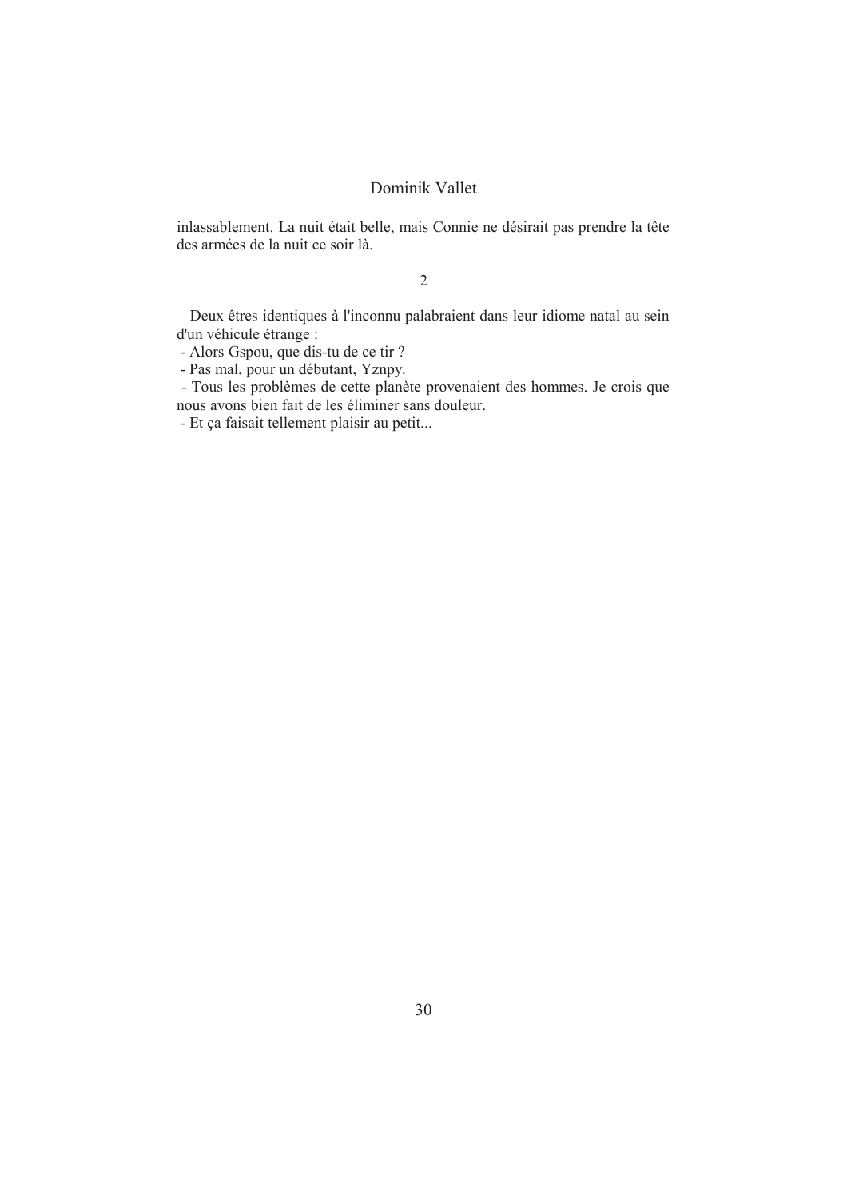inlassablement. La nuit était belle, mais Connie ne désirait pas prendre la tête des armées de la nuit ce soir là.

## 2

Deux êtres identiques à l'inconnu palabraient dans leur idiome natal au sein d'un véhicule étrange :

- Alors Gspou, que dis-tu de ce tir ?
- Pas mal, pour un débutant, Yznpy.
- Tous les problèmes de cette planète provenaient des hommes. Je crois que nous avons bien fait de les éliminer sans douleur.
- Et ça faisait tellement plaisir au petit...